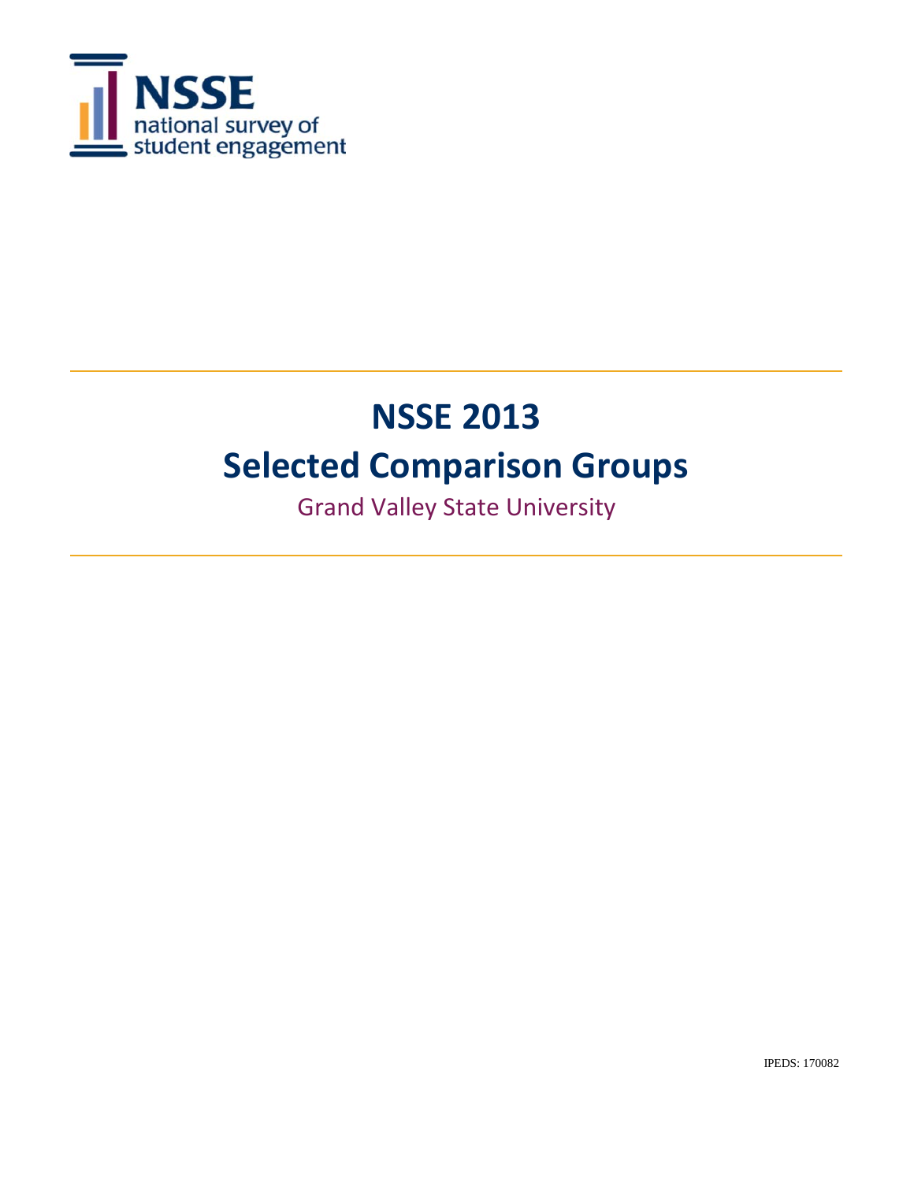NSSE
national survey of
student engagement

# NSSE 2013

# Selected Comparison Groups

## Grand Valley State University

IPEDS: 170082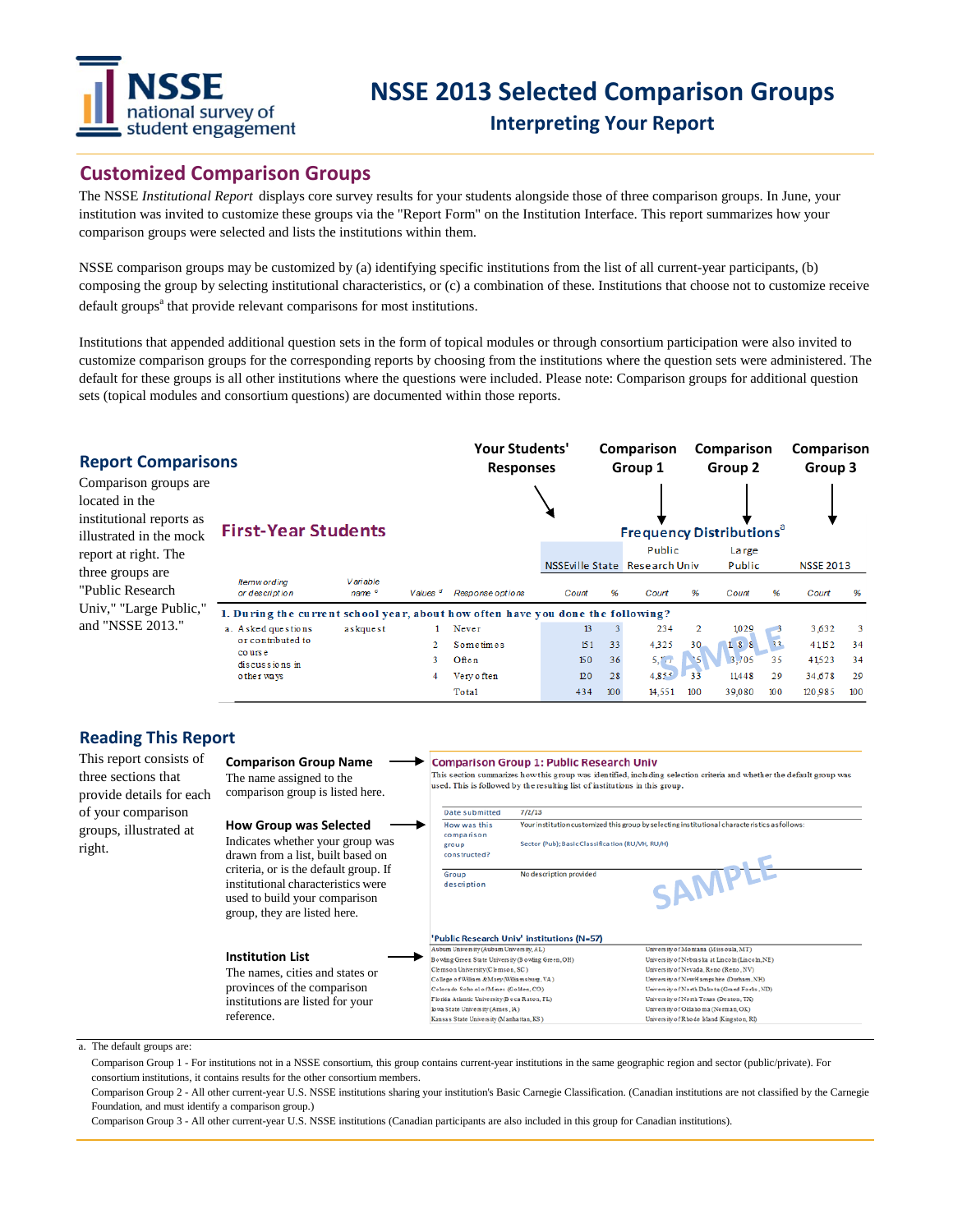# NSSE 2013 Selected Comparison Groups

## Interpreting Your Report

## Customized Comparison Groups

The NSSE *Institutional Report* displays core survey results for your students alongside those of three comparison groups. In June, your institution was invited to customize these groups via the "Report Form" on the Institution Interface. This report summarizes how your comparison groups were selected and lists the institutions within them.

NSSE comparison groups may be customized by (a) identifying specific institutions from the list of all current-year participants, (b) composing the group by selecting institutional characteristics, or (c) a combination of these. Institutions that choose not to customize receive default groups[a] that provide relevant comparisons for most institutions.

Institutions that appended additional question sets in the form of topical modules or through consortium participation were also invited to customize comparison groups for the corresponding reports by choosing from the institutions where the question sets were administered. The default for these groups is all other institutions where the questions were included. Please note: Comparison groups for additional question sets (topical modules and consortium questions) are documented within those reports.

## Report Comparisons

Comparison groups are located in the institutional reports as illustrated in the mock report at right. The three groups are "Public Research Univ," "Large Public," and "NSSE 2013."

Your Students' Responses — Comparison Group 1 — Comparison Group 2 — Comparison Group 3

**First-Year Students** — Frequency Distributions[a]

| Item wording or description | Variable name[c] | Values[d] | Response options | NSSEville State Count | % | Public Research Univ Count | % | Large Public Count | % | NSSE 2013 Count | % |
|---|---|---|---|---|---|---|---|---|---|---|---|
| **1. During the current school year, about how often have you done the following?** | | | | | | | | | | | |
| a. Asked questions or contributed to course discussions in other ways | askquest | 1 | Never | 13 | 3 | 234 | 2 | 1,029 | 3 | 3,632 | 3 |
| | | 2 | Sometimes | 151 | 33 | 4,325 | 30 | 1,8.8 | 33 | 41,152 | 34 |
| | | 3 | Often | 150 | 36 | 5,... | 35 | 3,705 | 35 | 41,523 | 34 |
| | | 4 | Very often | 120 | 28 | 4,85. | 33 | 11,448 | 29 | 34,678 | 29 |
| | | | Total | 434 | 100 | 14,551 | 100 | 39,080 | 100 | 120,985 | 100 |

SAMPLE

## Reading This Report

This report consists of three sections that provide details for each of your comparison groups, illustrated at right.

**Comparison Group Name**
The name assigned to the comparison group is listed here.

**How Group was Selected**
Indicates whether your group was drawn from a list, built based on criteria, or is the default group. If institutional characteristics were used to build your comparison group, they are listed here.

**Institution List**
The names, cities and states or provinces of the comparison institutions are listed for your reference.

**Comparison Group 1: Public Research Univ**

This section summarizes how this group was identified, including selection criteria and whether the default group was used. This is followed by the resulting list of institutions in this group.

| | |
|---|---|
| Date submitted | 7/2/13 |
| How was this comparison group constructed? | Your institution customized this group by selecting institutional characteristics as follows: Sector (Pub); Basic Classification (RU/VH, RU/H) |
| Group description | No description provided |

SAMPLE

**'Public Research Univ' Institutions (N=57)**

| | |
|---|---|
| Auburn University (Auburn University, AL) | University of Montana (Missoula, MT) |
| Bowling Green State University (Bowling Green, OH) | University of Nebraska at Lincoln (Lincoln, NE) |
| Clemson University (Clemson, SC) | University of Nevada, Reno (Reno, NV) |
| College of William & Mary (Williamsburg, VA) | University of New Hampshire (Durham, NH) |
| Colorado School of Mines (Golden, CO) | University of North Dakota (Grand Forks, ND) |
| Florida Atlantic University (Boca Raton, FL) | University of North Texas (Denton, TX) |
| Iowa State University (Ames, IA) | University of Oklahoma (Norman, OK) |
| Kansas State University (Manhattan, KS) | University of Rhode Island (Kingston, RI) |

a. The default groups are:

Comparison Group 1 - For institutions not in a NSSE consortium, this group contains current-year institutions in the same geographic region and sector (public/private). For consortium institutions, it contains results for the other consortium members.

Comparison Group 2 - All other current-year U.S. NSSE institutions sharing your institution's Basic Carnegie Classification. (Canadian institutions are not classified by the Carnegie Foundation, and must identify a comparison group.)

Comparison Group 3 - All other current-year U.S. NSSE institutions (Canadian participants are also included in this group for Canadian institutions).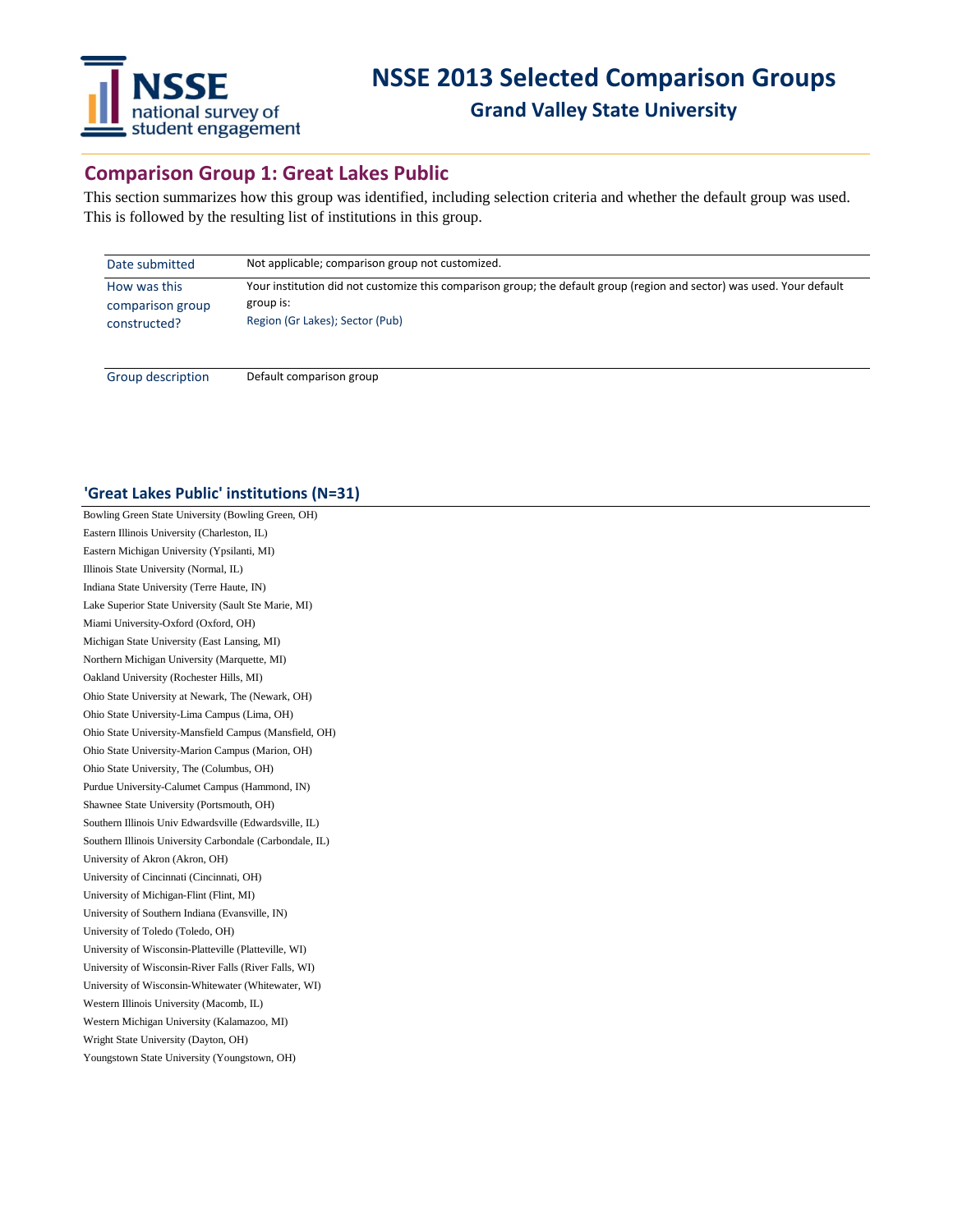# NSSE 2013 Selected Comparison Groups

## Grand Valley State University

## Comparison Group 1: Great Lakes Public

This section summarizes how this group was identified, including selection criteria and whether the default group was used. This is followed by the resulting list of institutions in this group.

| | |
|---|---|
| Date submitted | Not applicable; comparison group not customized. |
| How was this comparison group constructed? | Your institution did not customize this comparison group; the default group (region and sector) was used. Your default group is: Region (Gr Lakes); Sector (Pub) |
| Group description | Default comparison group |

### 'Great Lakes Public' institutions (N=31)

Bowling Green State University (Bowling Green, OH)
Eastern Illinois University (Charleston, IL)
Eastern Michigan University (Ypsilanti, MI)
Illinois State University (Normal, IL)
Indiana State University (Terre Haute, IN)
Lake Superior State University (Sault Ste Marie, MI)
Miami University-Oxford (Oxford, OH)
Michigan State University (East Lansing, MI)
Northern Michigan University (Marquette, MI)
Oakland University (Rochester Hills, MI)
Ohio State University at Newark, The (Newark, OH)
Ohio State University-Lima Campus (Lima, OH)
Ohio State University-Mansfield Campus (Mansfield, OH)
Ohio State University-Marion Campus (Marion, OH)
Ohio State University, The (Columbus, OH)
Purdue University-Calumet Campus (Hammond, IN)
Shawnee State University (Portsmouth, OH)
Southern Illinois Univ Edwardsville (Edwardsville, IL)
Southern Illinois University Carbondale (Carbondale, IL)
University of Akron (Akron, OH)
University of Cincinnati (Cincinnati, OH)
University of Michigan-Flint (Flint, MI)
University of Southern Indiana (Evansville, IN)
University of Toledo (Toledo, OH)
University of Wisconsin-Platteville (Platteville, WI)
University of Wisconsin-River Falls (River Falls, WI)
University of Wisconsin-Whitewater (Whitewater, WI)
Western Illinois University (Macomb, IL)
Western Michigan University (Kalamazoo, MI)
Wright State University (Dayton, OH)
Youngstown State University (Youngstown, OH)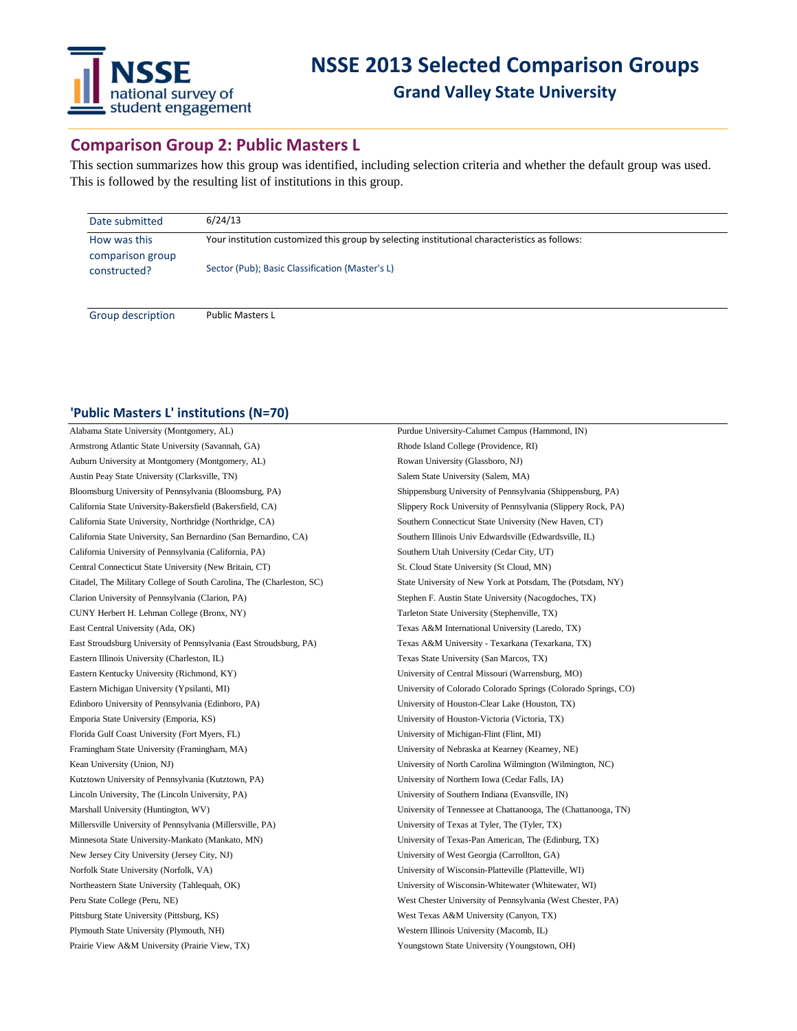# NSSE 2013 Selected Comparison Groups

## Grand Valley State University

## Comparison Group 2: Public Masters L

This section summarizes how this group was identified, including selection criteria and whether the default group was used. This is followed by the resulting list of institutions in this group.

| | |
|---|---|
| Date submitted | 6/24/13 |
| How was this comparison group constructed? | Your institution customized this group by selecting institutional characteristics as follows: <br> Sector (Pub); Basic Classification (Master's L) |
| Group description | Public Masters L |

### 'Public Masters L' institutions (N=70)

Alabama State University (Montgomery, AL)
Armstrong Atlantic State University (Savannah, GA)
Auburn University at Montgomery (Montgomery, AL)
Austin Peay State University (Clarksville, TN)
Bloomsburg University of Pennsylvania (Bloomsburg, PA)
California State University-Bakersfield (Bakersfield, CA)
California State University, Northridge (Northridge, CA)
California State University, San Bernardino (San Bernardino, CA)
California University of Pennsylvania (California, PA)
Central Connecticut State University (New Britain, CT)
Citadel, The Military College of South Carolina, The (Charleston, SC)
Clarion University of Pennsylvania (Clarion, PA)
CUNY Herbert H. Lehman College (Bronx, NY)
East Central University (Ada, OK)
East Stroudsburg University of Pennsylvania (East Stroudsburg, PA)
Eastern Illinois University (Charleston, IL)
Eastern Kentucky University (Richmond, KY)
Eastern Michigan University (Ypsilanti, MI)
Edinboro University of Pennsylvania (Edinboro, PA)
Emporia State University (Emporia, KS)
Florida Gulf Coast University (Fort Myers, FL)
Framingham State University (Framingham, MA)
Kean University (Union, NJ)
Kutztown University of Pennsylvania (Kutztown, PA)
Lincoln University, The (Lincoln University, PA)
Marshall University (Huntington, WV)
Millersville University of Pennsylvania (Millersville, PA)
Minnesota State University-Mankato (Mankato, MN)
New Jersey City University (Jersey City, NJ)
Norfolk State University (Norfolk, VA)
Northeastern State University (Tahlequah, OK)
Peru State College (Peru, NE)
Pittsburg State University (Pittsburg, KS)
Plymouth State University (Plymouth, NH)
Prairie View A&M University (Prairie View, TX)
Purdue University-Calumet Campus (Hammond, IN)
Rhode Island College (Providence, RI)
Rowan University (Glassboro, NJ)
Salem State University (Salem, MA)
Shippensburg University of Pennsylvania (Shippensburg, PA)
Slippery Rock University of Pennsylvania (Slippery Rock, PA)
Southern Connecticut State University (New Haven, CT)
Southern Illinois Univ Edwardsville (Edwardsville, IL)
Southern Utah University (Cedar City, UT)
St. Cloud State University (St Cloud, MN)
State University of New York at Potsdam, The (Potsdam, NY)
Stephen F. Austin State University (Nacogdoches, TX)
Tarleton State University (Stephenville, TX)
Texas A&M International University (Laredo, TX)
Texas A&M University - Texarkana (Texarkana, TX)
Texas State University (San Marcos, TX)
University of Central Missouri (Warrensburg, MO)
University of Colorado Colorado Springs (Colorado Springs, CO)
University of Houston-Clear Lake (Houston, TX)
University of Houston-Victoria (Victoria, TX)
University of Michigan-Flint (Flint, MI)
University of Nebraska at Kearney (Kearney, NE)
University of North Carolina Wilmington (Wilmington, NC)
University of Northern Iowa (Cedar Falls, IA)
University of Southern Indiana (Evansville, IN)
University of Tennessee at Chattanooga, The (Chattanooga, TN)
University of Texas at Tyler, The (Tyler, TX)
University of Texas-Pan American, The (Edinburg, TX)
University of West Georgia (Carrollton, GA)
University of Wisconsin-Platteville (Platteville, WI)
University of Wisconsin-Whitewater (Whitewater, WI)
West Chester University of Pennsylvania (West Chester, PA)
West Texas A&M University (Canyon, TX)
Western Illinois University (Macomb, IL)
Youngstown State University (Youngstown, OH)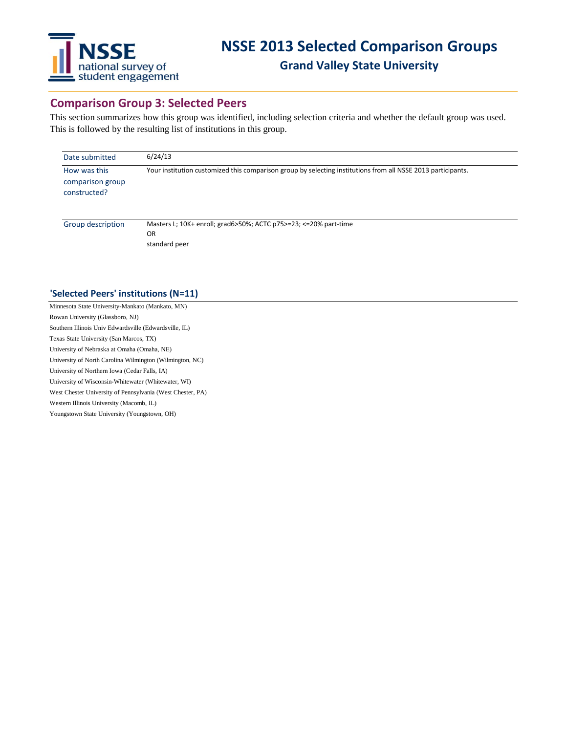# NSSE 2013 Selected Comparison Groups

## Grand Valley State University

## Comparison Group 3: Selected Peers

This section summarizes how this group was identified, including selection criteria and whether the default group was used. This is followed by the resulting list of institutions in this group.

| | |
|---|---|
| Date submitted | 6/24/13 |
| How was this comparison group constructed? | Your institution customized this comparison group by selecting institutions from all NSSE 2013 participants. |
| Group description | Masters L; 10K+ enroll; grad6>50%; ACTC p75>=23; <=20% part-time<br>OR<br>standard peer |

### 'Selected Peers' institutions (N=11)

Minnesota State University-Mankato (Mankato, MN)
Rowan University (Glassboro, NJ)
Southern Illinois Univ Edwardsville (Edwardsville, IL)
Texas State University (San Marcos, TX)
University of Nebraska at Omaha (Omaha, NE)
University of North Carolina Wilmington (Wilmington, NC)
University of Northern Iowa (Cedar Falls, IA)
University of Wisconsin-Whitewater (Whitewater, WI)
West Chester University of Pennsylvania (West Chester, PA)
Western Illinois University (Macomb, IL)
Youngstown State University (Youngstown, OH)